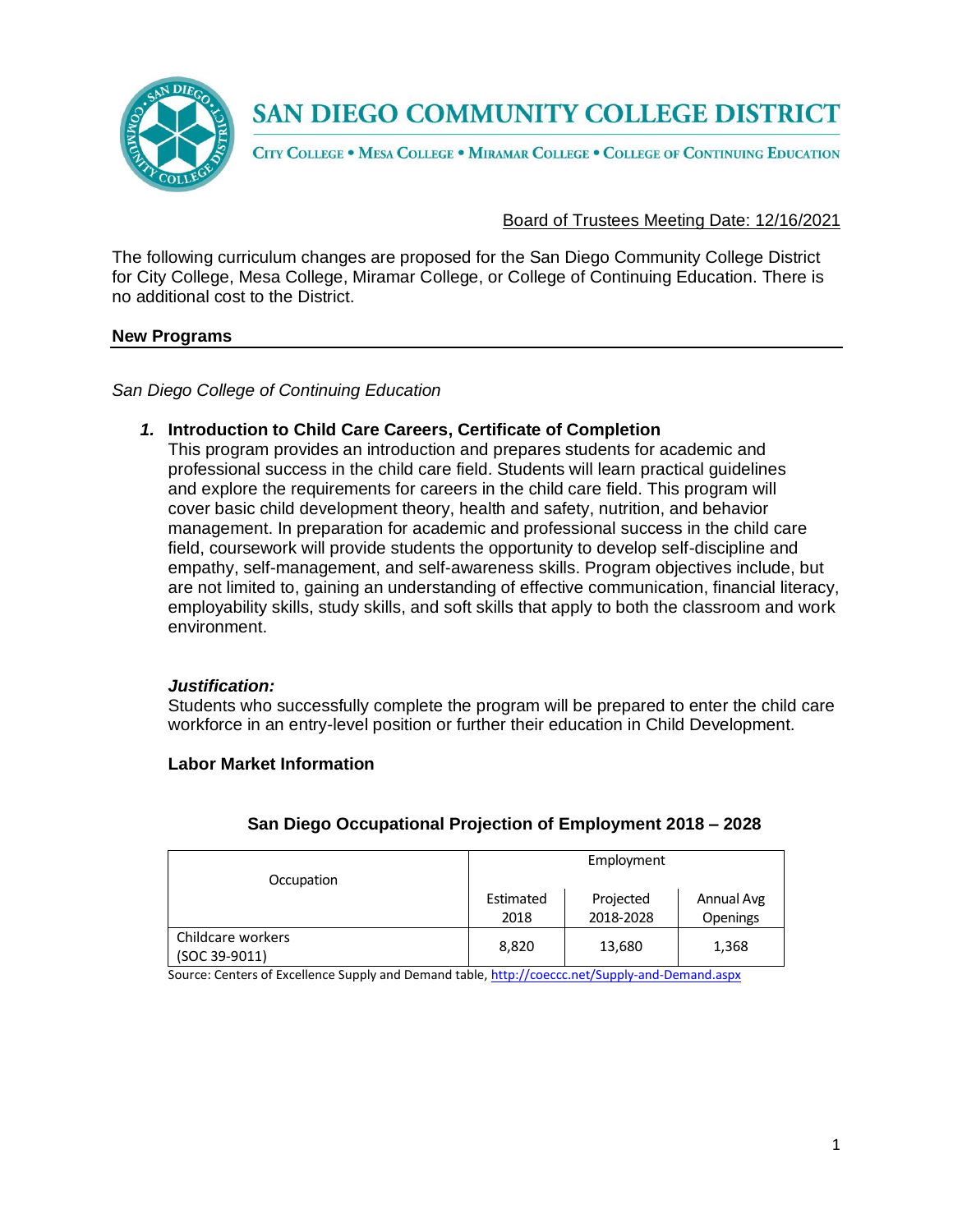# SAN DIEGO COMMUNITY COLLEGE DISTRICT

CITY COLLEGE • MESA COLLEGE • MIRAMAR COLLEGE • COLLEGE OF CONTINUING EDUCATION

Board of Trustees Meeting Date: 12/16/2021

The following curriculum changes are proposed for the San Diego Community College District for City College, Mesa College, Miramar College, or College of Continuing Education. There is no additional cost to the District.

## New Programs

*San Diego College of Continuing Education*

### 1. Introduction to Child Care Careers, Certificate of Completion

This program provides an introduction and prepares students for academic and professional success in the child care field. Students will learn practical guidelines and explore the requirements for careers in the child care field. This program will cover basic child development theory, health and safety, nutrition, and behavior management. In preparation for academic and professional success in the child care field, coursework will provide students the opportunity to develop self-discipline and empathy, self-management, and self-awareness skills. Program objectives include, but are not limited to, gaining an understanding of effective communication, financial literacy, employability skills, study skills, and soft skills that apply to both the classroom and work environment.

***Justification:***

Students who successfully complete the program will be prepared to enter the child care workforce in an entry-level position or further their education in Child Development.

**Labor Market Information**

**San Diego Occupational Projection of Employment 2018 – 2028**

| Occupation | Employment | | |
|---|---|---|---|
| | Estimated 2018 | Projected 2018-2028 | Annual Avg Openings |
| Childcare workers (SOC 39-9011) | 8,820 | 13,680 | 1,368 |

Source: Centers of Excellence Supply and Demand table, http://coeccc.net/Supply-and-Demand.aspx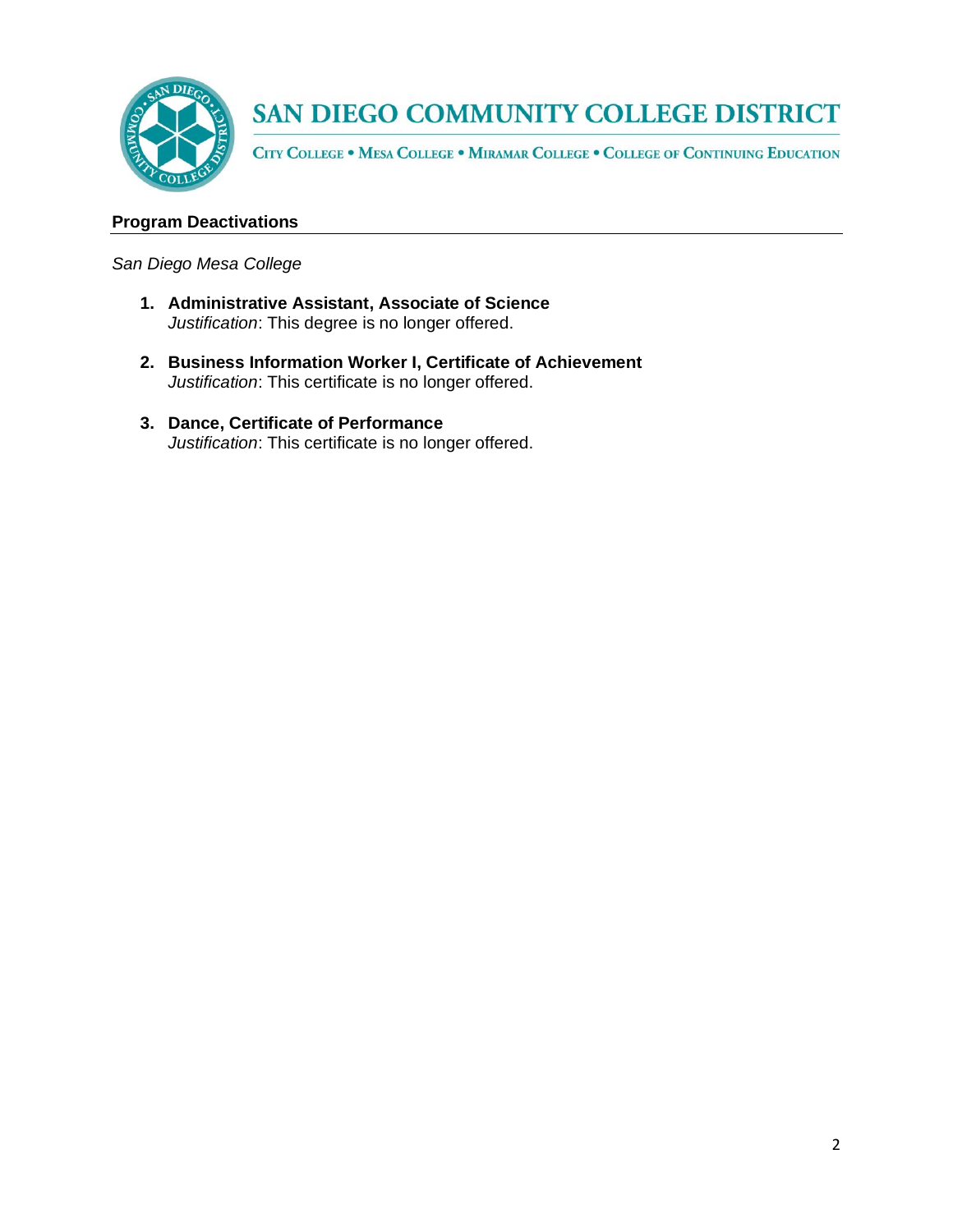## Program Deactivations

*San Diego Mesa College*

1. **Administrative Assistant, Associate of Science**
   *Justification*: This degree is no longer offered.

2. **Business Information Worker I, Certificate of Achievement**
   *Justification*: This certificate is no longer offered.

3. **Dance, Certificate of Performance**
   *Justification*: This certificate is no longer offered.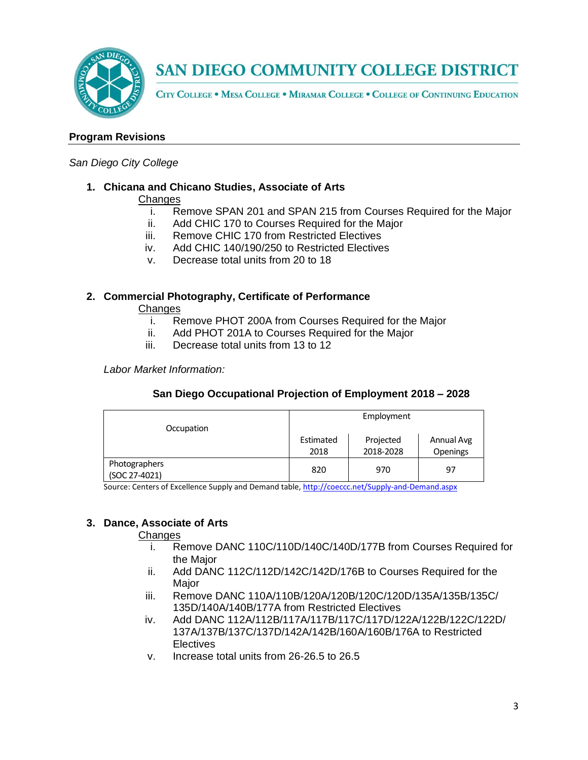## Program Revisions

*San Diego City College*

1. **Chicana and Chicano Studies, Associate of Arts**

   <u>Changes</u>

   i. Remove SPAN 201 and SPAN 215 from Courses Required for the Major
   ii. Add CHIC 170 to Courses Required for the Major
   iii. Remove CHIC 170 from Restricted Electives
   iv. Add CHIC 140/190/250 to Restricted Electives
   v. Decrease total units from 20 to 18

2. **Commercial Photography, Certificate of Performance**

   <u>Changes</u>

   i. Remove PHOT 200A from Courses Required for the Major
   ii. Add PHOT 201A to Courses Required for the Major
   iii. Decrease total units from 13 to 12

   *Labor Market Information:*

   **San Diego Occupational Projection of Employment 2018 – 2028**

   | Occupation | Employment | | |
   |---|---|---|---|
   | | Estimated 2018 | Projected 2018-2028 | Annual Avg Openings |
   | Photographers (SOC 27-4021) | 820 | 970 | 97 |

   Source: Centers of Excellence Supply and Demand table, http://coeccc.net/Supply-and-Demand.aspx

3. **Dance, Associate of Arts**

   <u>Changes</u>

   i. Remove DANC 110C/110D/140C/140D/177B from Courses Required for the Major
   ii. Add DANC 112C/112D/142C/142D/176B to Courses Required for the Major
   iii. Remove DANC 110A/110B/120A/120B/120C/120D/135A/135B/135C/135D/140A/140B/177A from Restricted Electives
   iv. Add DANC 112A/112B/117A/117B/117C/117D/122A/122B/122C/122D/137A/137B/137C/137D/142A/142B/160A/160B/176A to Restricted Electives
   v. Increase total units from 26-26.5 to 26.5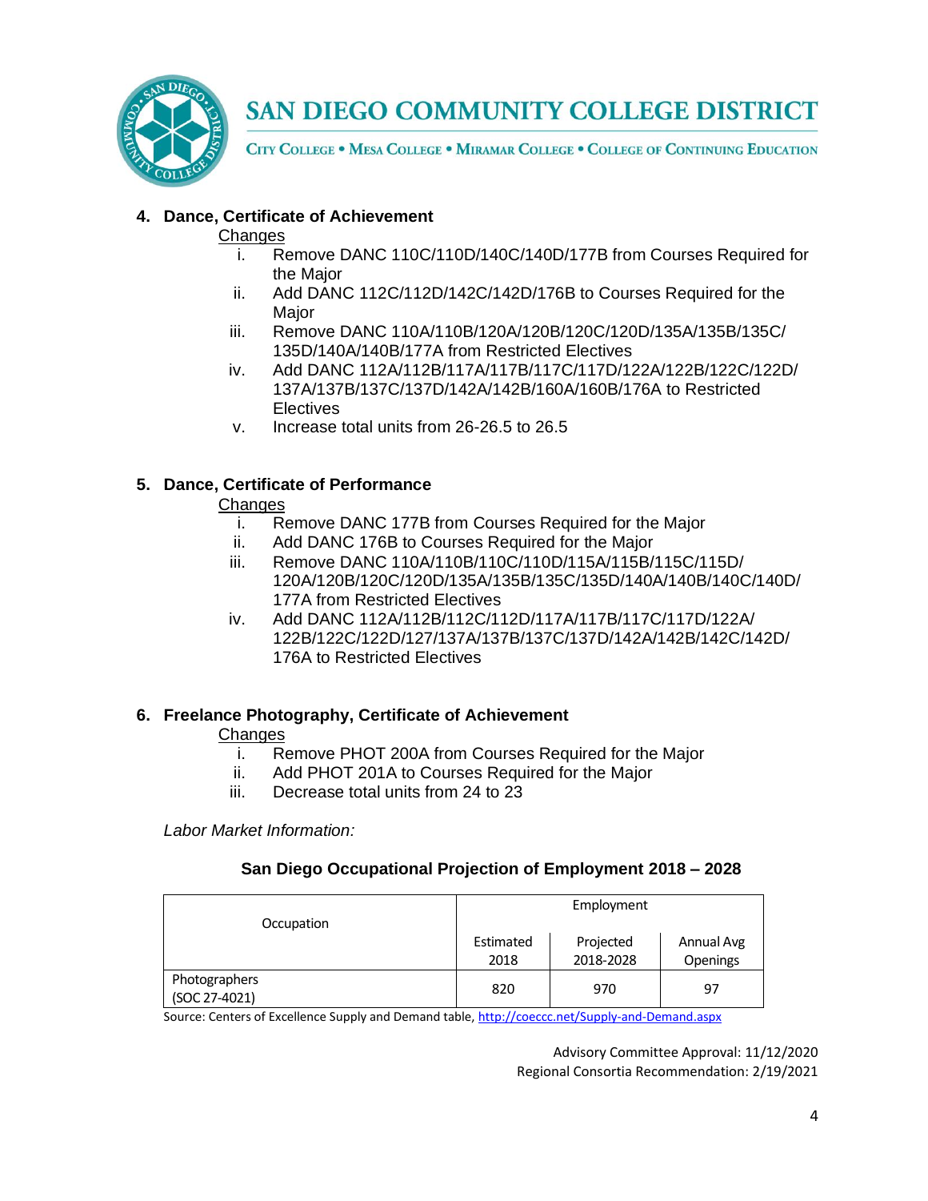# SAN DIEGO COMMUNITY COLLEGE DISTRICT

CITY COLLEGE • MESA COLLEGE • MIRAMAR COLLEGE • COLLEGE OF CONTINUING EDUCATION

**4. Dance, Certificate of Achievement**

Changes

i. Remove DANC 110C/110D/140C/140D/177B from Courses Required for the Major
ii. Add DANC 112C/112D/142C/142D/176B to Courses Required for the Major
iii. Remove DANC 110A/110B/120A/120B/120C/120D/135A/135B/135C/135D/140A/140B/177A from Restricted Electives
iv. Add DANC 112A/112B/117A/117B/117C/117D/122A/122B/122C/122D/137A/137B/137C/137D/142A/142B/160A/160B/176A to Restricted Electives
v. Increase total units from 26-26.5 to 26.5

**5. Dance, Certificate of Performance**

Changes

i. Remove DANC 177B from Courses Required for the Major
ii. Add DANC 176B to Courses Required for the Major
iii. Remove DANC 110A/110B/110C/110D/115A/115B/115C/115D/120A/120B/120C/120D/135A/135B/135C/135D/140A/140B/140C/140D/177A from Restricted Electives
iv. Add DANC 112A/112B/112C/112D/117A/117B/117C/117D/122A/122B/122C/122D/127/137A/137B/137C/137D/142A/142B/142C/142D/176A to Restricted Electives

**6. Freelance Photography, Certificate of Achievement**

Changes

i. Remove PHOT 200A from Courses Required for the Major
ii. Add PHOT 201A to Courses Required for the Major
iii. Decrease total units from 24 to 23

*Labor Market Information:*

**San Diego Occupational Projection of Employment 2018 – 2028**

| Occupation | Employment | | |
|---|---|---|---|
| | Estimated 2018 | Projected 2018-2028 | Annual Avg Openings |
| Photographers (SOC 27-4021) | 820 | 970 | 97 |

Source: Centers of Excellence Supply and Demand table, http://coeccc.net/Supply-and-Demand.aspx

Advisory Committee Approval: 11/12/2020
Regional Consortia Recommendation: 2/19/2021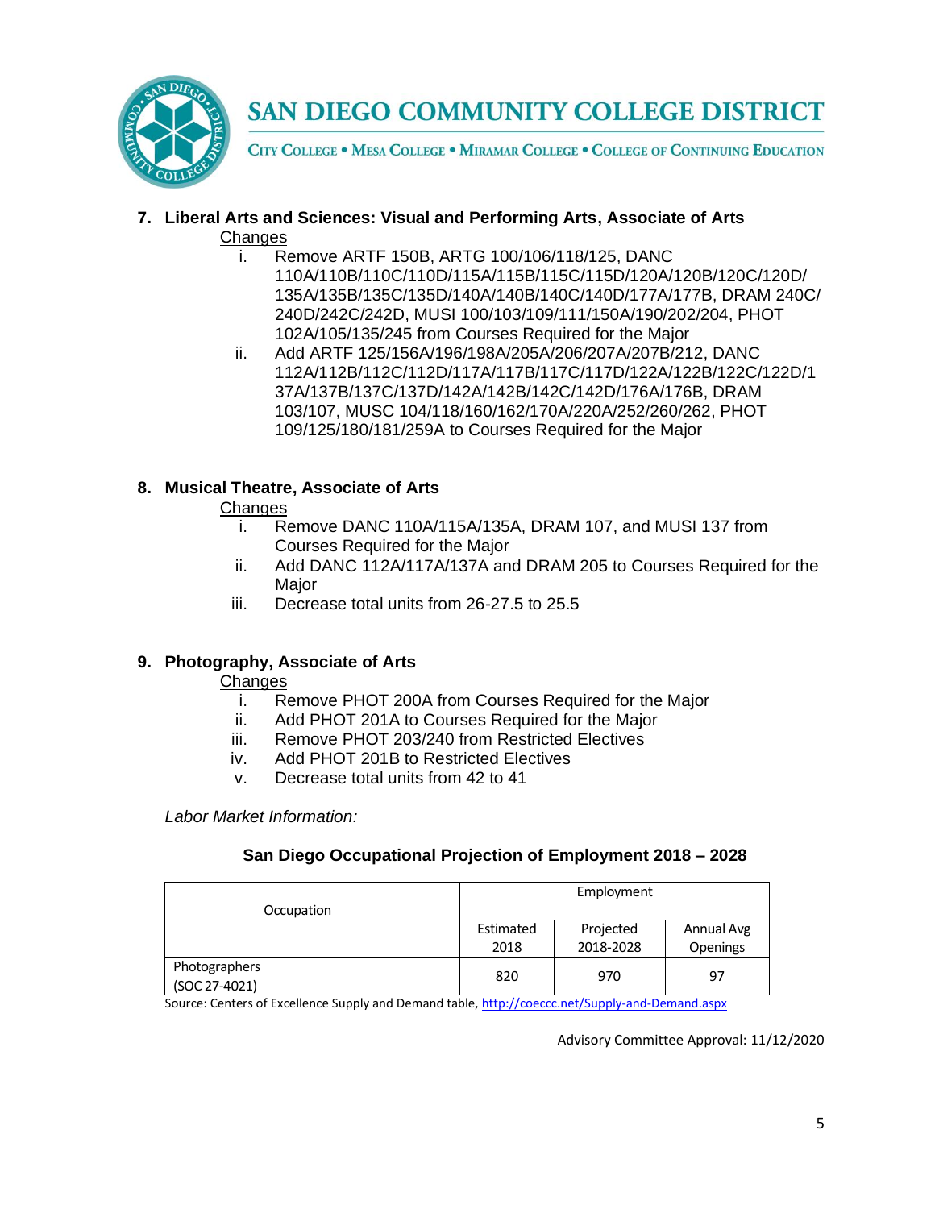7. **Liberal Arts and Sciences: Visual and Performing Arts, Associate of Arts**

   Changes

   i. Remove ARTF 150B, ARTG 100/106/118/125, DANC 110A/110B/110C/110D/115A/115B/115C/115D/120A/120B/120C/120D/ 135A/135B/135C/135D/140A/140B/140C/140D/177A/177B, DRAM 240C/ 240D/242C/242D, MUSI 100/103/109/111/150A/190/202/204, PHOT 102A/105/135/245 from Courses Required for the Major
   
   ii. Add ARTF 125/156A/196/198A/205A/206/207A/207B/212, DANC 112A/112B/112C/112D/117A/117B/117C/117D/122A/122B/122C/122D/137A/137B/137C/137D/142A/142B/142C/142D/176A/176B, DRAM 103/107, MUSC 104/118/160/162/170A/220A/252/260/262, PHOT 109/125/180/181/259A to Courses Required for the Major

8. **Musical Theatre, Associate of Arts**

   Changes

   i. Remove DANC 110A/115A/135A, DRAM 107, and MUSI 137 from Courses Required for the Major
   
   ii. Add DANC 112A/117A/137A and DRAM 205 to Courses Required for the Major
   
   iii. Decrease total units from 26-27.5 to 25.5

9. **Photography, Associate of Arts**

   Changes

   i. Remove PHOT 200A from Courses Required for the Major
   
   ii. Add PHOT 201A to Courses Required for the Major
   
   iii. Remove PHOT 203/240 from Restricted Electives
   
   iv. Add PHOT 201B to Restricted Electives
   
   v. Decrease total units from 42 to 41

*Labor Market Information:*

**San Diego Occupational Projection of Employment 2018 – 2028**

| Occupation | Employment | | |
|---|---|---|---|
| | Estimated 2018 | Projected 2018-2028 | Annual Avg Openings |
| Photographers (SOC 27-4021) | 820 | 970 | 97 |

Source: Centers of Excellence Supply and Demand table, http://coeccc.net/Supply-and-Demand.aspx

Advisory Committee Approval: 11/12/2020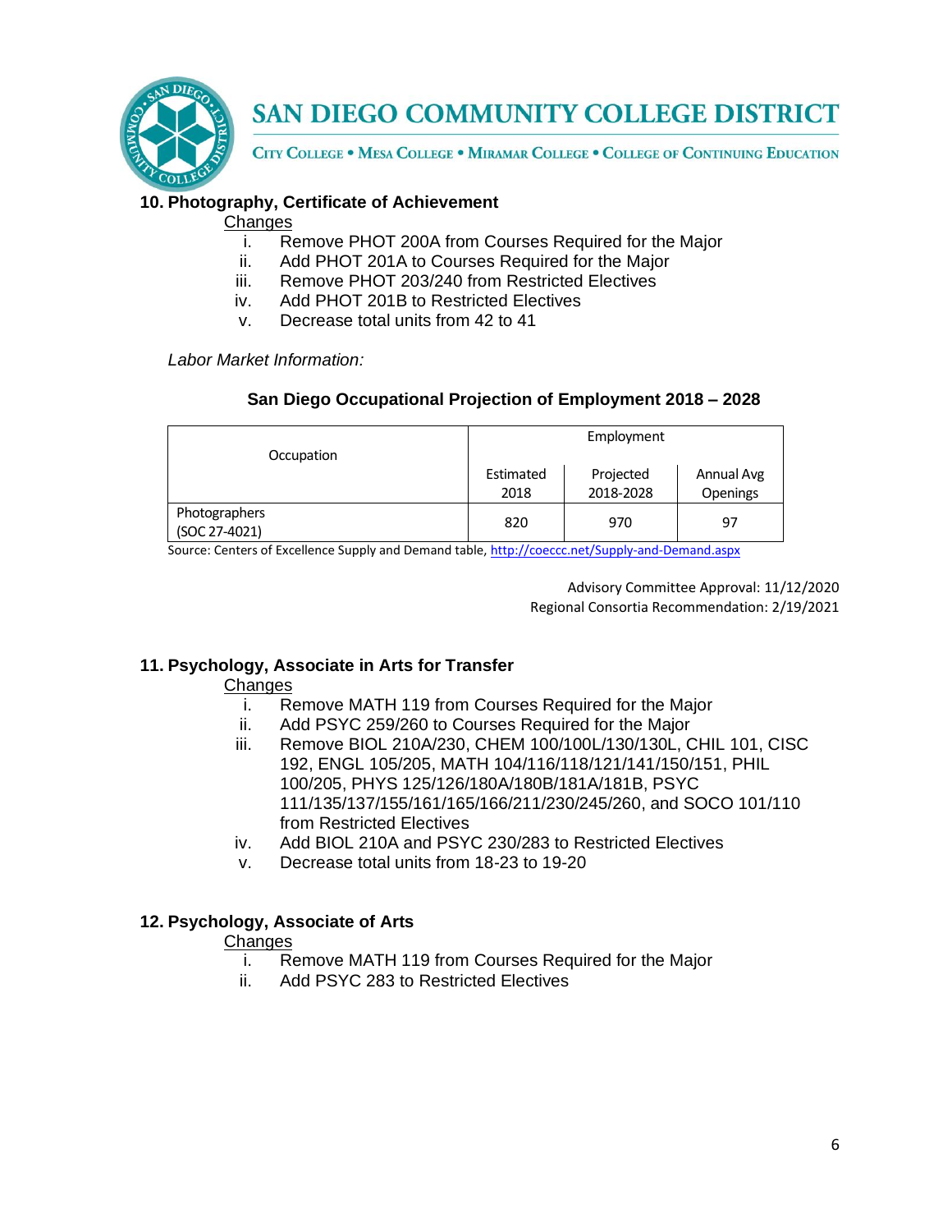### 10. Photography, Certificate of Achievement

Changes

- i. Remove PHOT 200A from Courses Required for the Major
- ii. Add PHOT 201A to Courses Required for the Major
- iii. Remove PHOT 203/240 from Restricted Electives
- iv. Add PHOT 201B to Restricted Electives
- v. Decrease total units from 42 to 41

*Labor Market Information:*

**San Diego Occupational Projection of Employment 2018 – 2028**

| Occupation | Employment | | |
|---|---|---|---|
| | Estimated 2018 | Projected 2018-2028 | Annual Avg Openings |
| Photographers (SOC 27-4021) | 820 | 970 | 97 |

Source: Centers of Excellence Supply and Demand table, [http://coeccc.net/Supply-and-Demand.aspx](http://coeccc.net/Supply-and-Demand.aspx)

Advisory Committee Approval: 11/12/2020
Regional Consortia Recommendation: 2/19/2021

### 11. Psychology, Associate in Arts for Transfer

Changes

- i. Remove MATH 119 from Courses Required for the Major
- ii. Add PSYC 259/260 to Courses Required for the Major
- iii. Remove BIOL 210A/230, CHEM 100/100L/130/130L, CHIL 101, CISC 192, ENGL 105/205, MATH 104/116/118/121/141/150/151, PHIL 100/205, PHYS 125/126/180A/180B/181A/181B, PSYC 111/135/137/155/161/165/166/211/230/245/260, and SOCO 101/110 from Restricted Electives
- iv. Add BIOL 210A and PSYC 230/283 to Restricted Electives
- v. Decrease total units from 18-23 to 19-20

### 12. Psychology, Associate of Arts

Changes

- i. Remove MATH 119 from Courses Required for the Major
- ii. Add PSYC 283 to Restricted Electives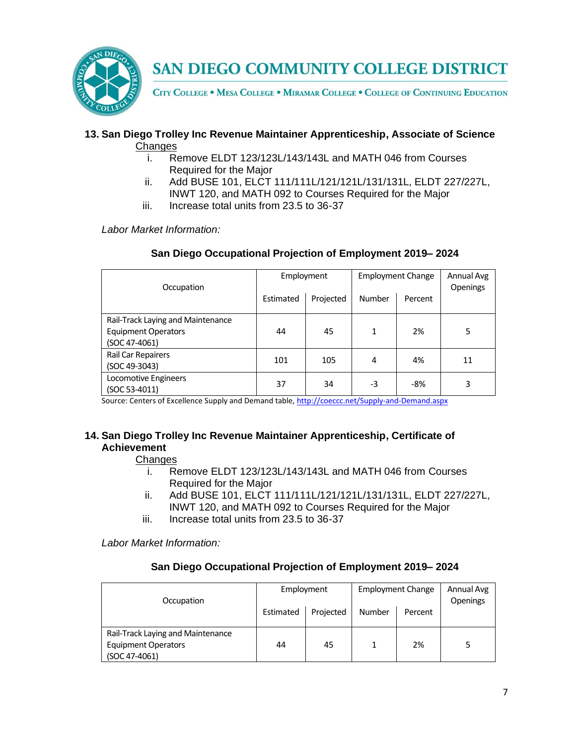**13. San Diego Trolley Inc Revenue Maintainer Apprenticeship, Associate of Science**

Changes

i. Remove ELDT 123/123L/143/143L and MATH 046 from Courses Required for the Major
ii. Add BUSE 101, ELCT 111/111L/121/121L/131/131L, ELDT 227/227L, INWT 120, and MATH 092 to Courses Required for the Major
iii. Increase total units from 23.5 to 36-37

*Labor Market Information:*

**San Diego Occupational Projection of Employment 2019– 2024**

| Occupation | Employment | | Employment Change | | Annual Avg Openings |
|---|---|---|---|---|---|
| | Estimated | Projected | Number | Percent | |
| Rail-Track Laying and Maintenance Equipment Operators (SOC 47-4061) | 44 | 45 | 1 | 2% | 5 |
| Rail Car Repairers (SOC 49-3043) | 101 | 105 | 4 | 4% | 11 |
| Locomotive Engineers (SOC 53-4011) | 37 | 34 | -3 | -8% | 3 |

Source: Centers of Excellence Supply and Demand table, http://coeccc.net/Supply-and-Demand.aspx

**14. San Diego Trolley Inc Revenue Maintainer Apprenticeship, Certificate of Achievement**

Changes

i. Remove ELDT 123/123L/143/143L and MATH 046 from Courses Required for the Major
ii. Add BUSE 101, ELCT 111/111L/121/121L/131/131L, ELDT 227/227L, INWT 120, and MATH 092 to Courses Required for the Major
iii. Increase total units from 23.5 to 36-37

*Labor Market Information:*

**San Diego Occupational Projection of Employment 2019– 2024**

| Occupation | Employment | | Employment Change | | Annual Avg Openings |
|---|---|---|---|---|---|
| | Estimated | Projected | Number | Percent | |
| Rail-Track Laying and Maintenance Equipment Operators (SOC 47-4061) | 44 | 45 | 1 | 2% | 5 |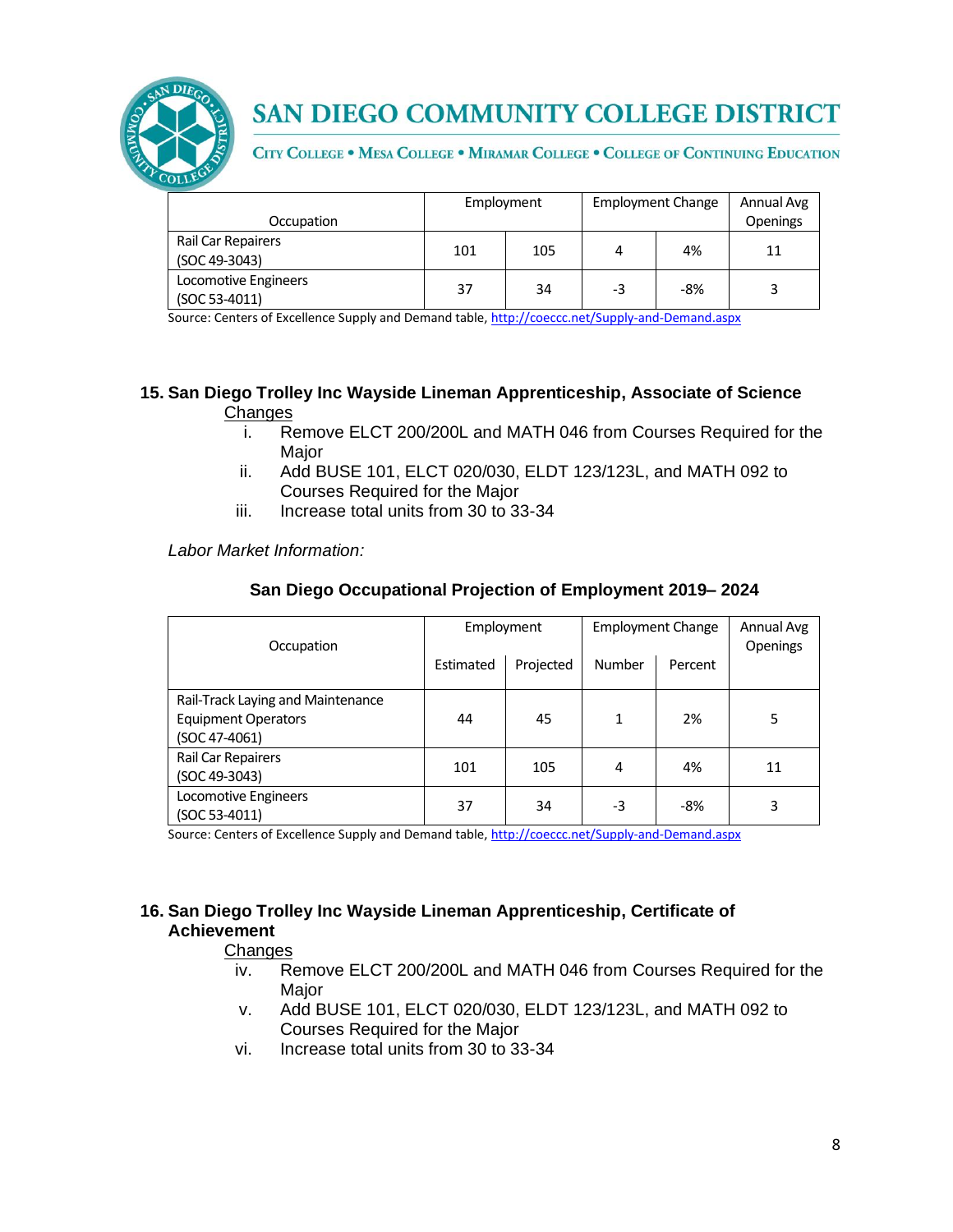| Occupation | Employment | | Employment Change | | Annual Avg Openings |
|---|---|---|---|---|---|
| Rail Car Repairers (SOC 49-3043) | 101 | 105 | 4 | 4% | 11 |
| Locomotive Engineers (SOC 53-4011) | 37 | 34 | -3 | -8% | 3 |

Source: Centers of Excellence Supply and Demand table, http://coeccc.net/Supply-and-Demand.aspx

## 15. San Diego Trolley Inc Wayside Lineman Apprenticeship, Associate of Science

Changes

i. Remove ELCT 200/200L and MATH 046 from Courses Required for the Major
ii. Add BUSE 101, ELCT 020/030, ELDT 123/123L, and MATH 092 to Courses Required for the Major
iii. Increase total units from 30 to 33-34

*Labor Market Information:*

**San Diego Occupational Projection of Employment 2019– 2024**

| Occupation | Employment | | Employment Change | | Annual Avg Openings |
|---|---|---|---|---|---|
| | Estimated | Projected | Number | Percent | |
| Rail-Track Laying and Maintenance Equipment Operators (SOC 47-4061) | 44 | 45 | 1 | 2% | 5 |
| Rail Car Repairers (SOC 49-3043) | 101 | 105 | 4 | 4% | 11 |
| Locomotive Engineers (SOC 53-4011) | 37 | 34 | -3 | -8% | 3 |

Source: Centers of Excellence Supply and Demand table, http://coeccc.net/Supply-and-Demand.aspx

## 16. San Diego Trolley Inc Wayside Lineman Apprenticeship, Certificate of Achievement

Changes

iv. Remove ELCT 200/200L and MATH 046 from Courses Required for the Major
v. Add BUSE 101, ELCT 020/030, ELDT 123/123L, and MATH 092 to Courses Required for the Major
vi. Increase total units from 30 to 33-34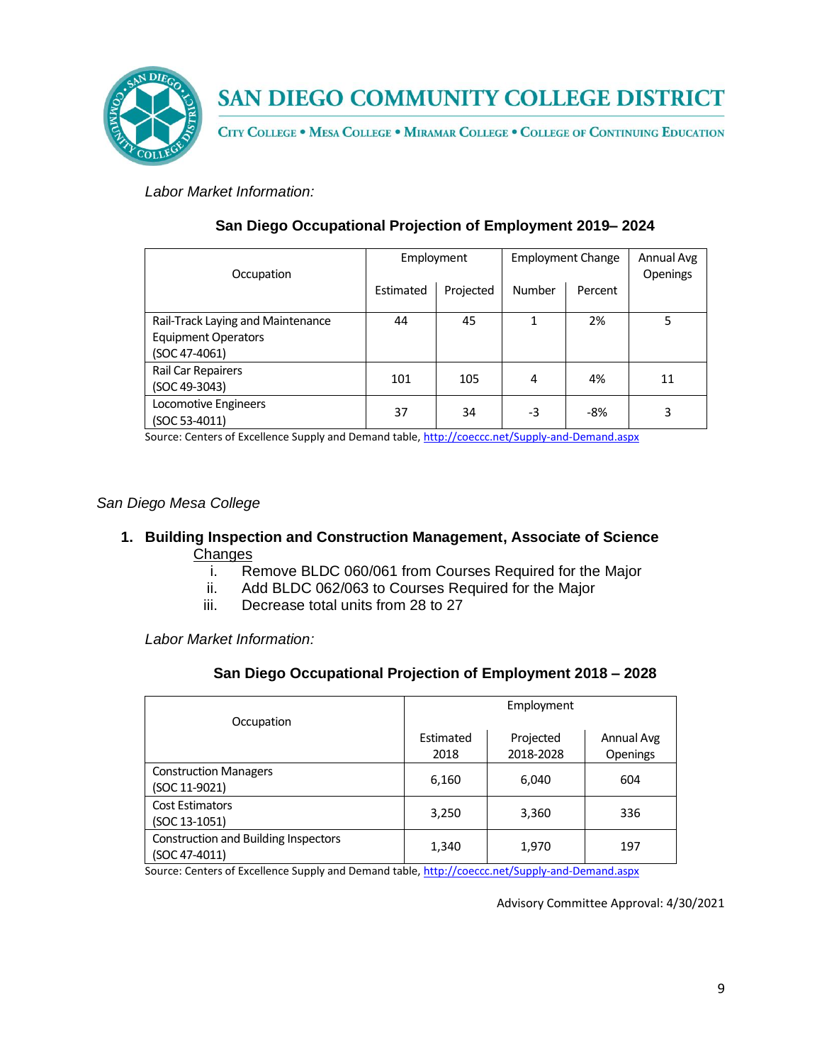*Labor Market Information:*

**San Diego Occupational Projection of Employment 2019– 2024**

| Occupation | Employment | | Employment Change | | Annual Avg Openings |
|---|---|---|---|---|---|
| | Estimated | Projected | Number | Percent | |
| Rail-Track Laying and Maintenance Equipment Operators (SOC 47-4061) | 44 | 45 | 1 | 2% | 5 |
| Rail Car Repairers (SOC 49-3043) | 101 | 105 | 4 | 4% | 11 |
| Locomotive Engineers (SOC 53-4011) | 37 | 34 | -3 | -8% | 3 |

Source: Centers of Excellence Supply and Demand table, http://coeccc.net/Supply-and-Demand.aspx

*San Diego Mesa College*

1. **Building Inspection and Construction Management, Associate of Science**
   Changes
   i. Remove BLDC 060/061 from Courses Required for the Major
   ii. Add BLDC 062/063 to Courses Required for the Major
   iii. Decrease total units from 28 to 27

*Labor Market Information:*

**San Diego Occupational Projection of Employment 2018 – 2028**

| Occupation | Employment | | |
|---|---|---|---|
| | Estimated 2018 | Projected 2018-2028 | Annual Avg Openings |
| Construction Managers (SOC 11-9021) | 6,160 | 6,040 | 604 |
| Cost Estimators (SOC 13-1051) | 3,250 | 3,360 | 336 |
| Construction and Building Inspectors (SOC 47-4011) | 1,340 | 1,970 | 197 |

Source: Centers of Excellence Supply and Demand table, http://coeccc.net/Supply-and-Demand.aspx

Advisory Committee Approval: 4/30/2021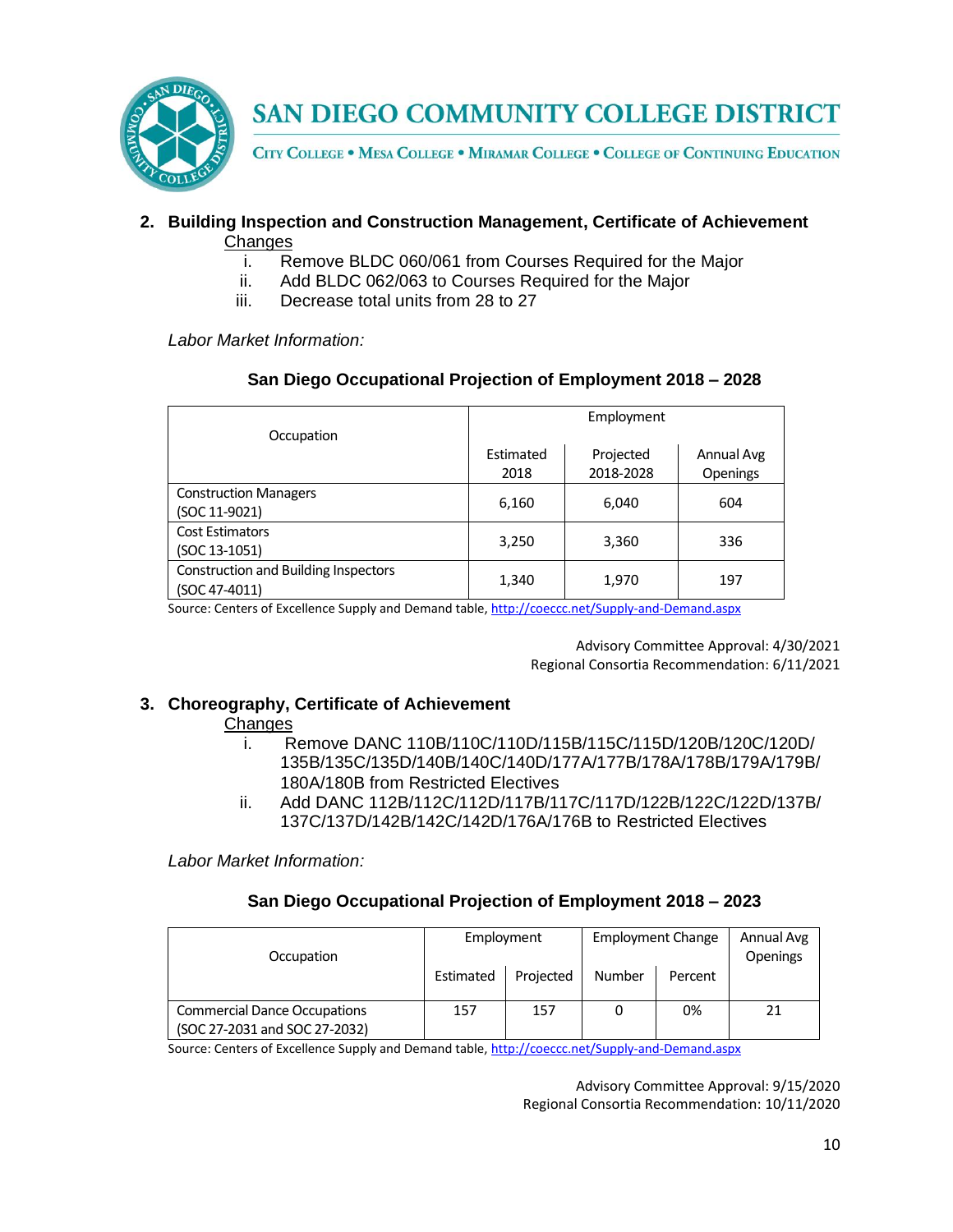## 2. Building Inspection and Construction Management, Certificate of Achievement

Changes

i. Remove BLDC 060/061 from Courses Required for the Major
ii. Add BLDC 062/063 to Courses Required for the Major
iii. Decrease total units from 28 to 27

*Labor Market Information:*

**San Diego Occupational Projection of Employment 2018 – 2028**

| Occupation | Employment | | |
|---|---|---|---|
| | Estimated 2018 | Projected 2018-2028 | Annual Avg Openings |
| Construction Managers (SOC 11-9021) | 6,160 | 6,040 | 604 |
| Cost Estimators (SOC 13-1051) | 3,250 | 3,360 | 336 |
| Construction and Building Inspectors (SOC 47-4011) | 1,340 | 1,970 | 197 |

Source: Centers of Excellence Supply and Demand table, http://coeccc.net/Supply-and-Demand.aspx

Advisory Committee Approval: 4/30/2021
Regional Consortia Recommendation: 6/11/2021

## 3. Choreography, Certificate of Achievement

Changes

i. Remove DANC 110B/110C/110D/115B/115C/115D/120B/120C/120D/135B/135C/135D/140B/140C/140D/177A/177B/178A/178B/179A/179B/180A/180B from Restricted Electives
ii. Add DANC 112B/112C/112D/117B/117C/117D/122B/122C/122D/137B/137C/137D/142B/142C/142D/176A/176B to Restricted Electives

*Labor Market Information:*

**San Diego Occupational Projection of Employment 2018 – 2023**

| Occupation | Employment | | Employment Change | | Annual Avg Openings |
|---|---|---|---|---|---|
| | Estimated | Projected | Number | Percent | |
| Commercial Dance Occupations (SOC 27-2031 and SOC 27-2032) | 157 | 157 | 0 | 0% | 21 |

Source: Centers of Excellence Supply and Demand table, http://coeccc.net/Supply-and-Demand.aspx

Advisory Committee Approval: 9/15/2020
Regional Consortia Recommendation: 10/11/2020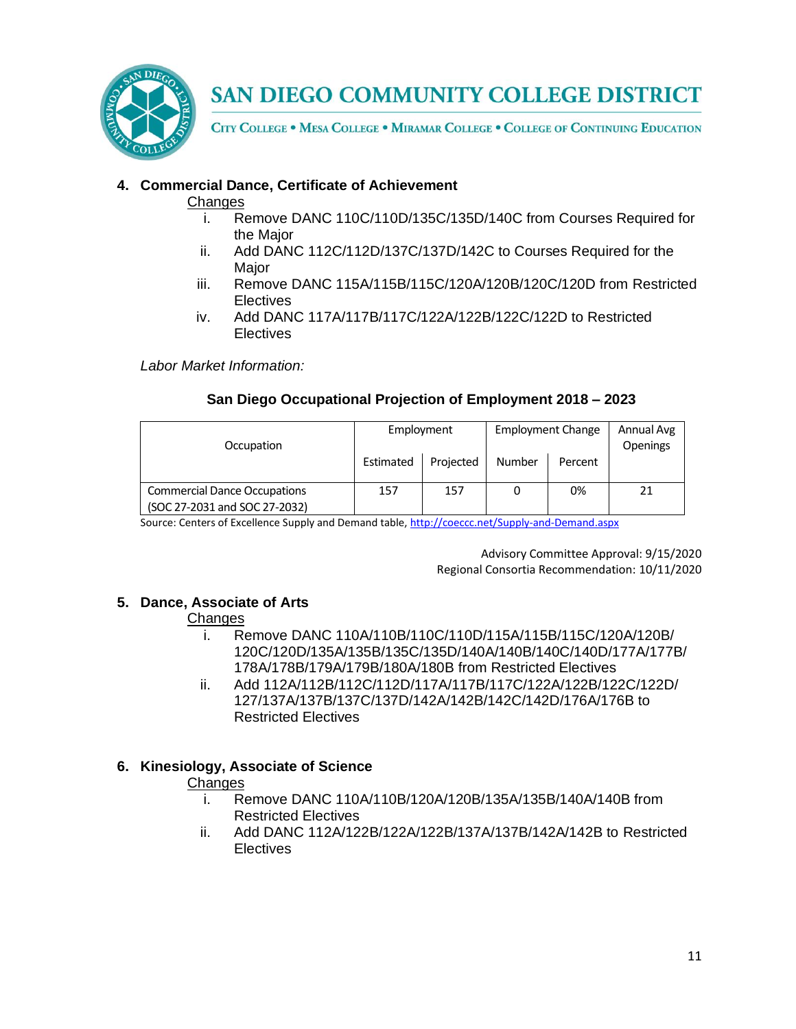4. **Commercial Dance, Certificate of Achievement**

   Changes

   i. Remove DANC 110C/110D/135C/135D/140C from Courses Required for the Major
   ii. Add DANC 112C/112D/137C/137D/142C to Courses Required for the Major
   iii. Remove DANC 115A/115B/115C/120A/120B/120C/120D from Restricted Electives
   iv. Add DANC 117A/117B/117C/122A/122B/122C/122D to Restricted Electives

   *Labor Market Information:*

   **San Diego Occupational Projection of Employment 2018 – 2023**

| Occupation | Employment | | Employment Change | | Annual Avg Openings |
|---|---|---|---|---|---|
| | Estimated | Projected | Number | Percent | |
| Commercial Dance Occupations (SOC 27-2031 and SOC 27-2032) | 157 | 157 | 0 | 0% | 21 |

   Source: Centers of Excellence Supply and Demand table, http://coeccc.net/Supply-and-Demand.aspx

   Advisory Committee Approval: 9/15/2020
   Regional Consortia Recommendation: 10/11/2020

5. **Dance, Associate of Arts**

   Changes

   i. Remove DANC 110A/110B/110C/110D/115A/115B/115C/120A/120B/120C/120D/135A/135B/135C/135D/140A/140B/140C/140D/177A/177B/178A/178B/179A/179B/180A/180B from Restricted Electives
   ii. Add 112A/112B/112C/112D/117A/117B/117C/122A/122B/122C/122D/127/137A/137B/137C/137D/142A/142B/142C/142D/176A/176B to Restricted Electives

6. **Kinesiology, Associate of Science**

   Changes

   i. Remove DANC 110A/110B/120A/120B/135A/135B/140A/140B from Restricted Electives
   ii. Add DANC 112A/122B/122A/122B/137A/137B/142A/142B to Restricted Electives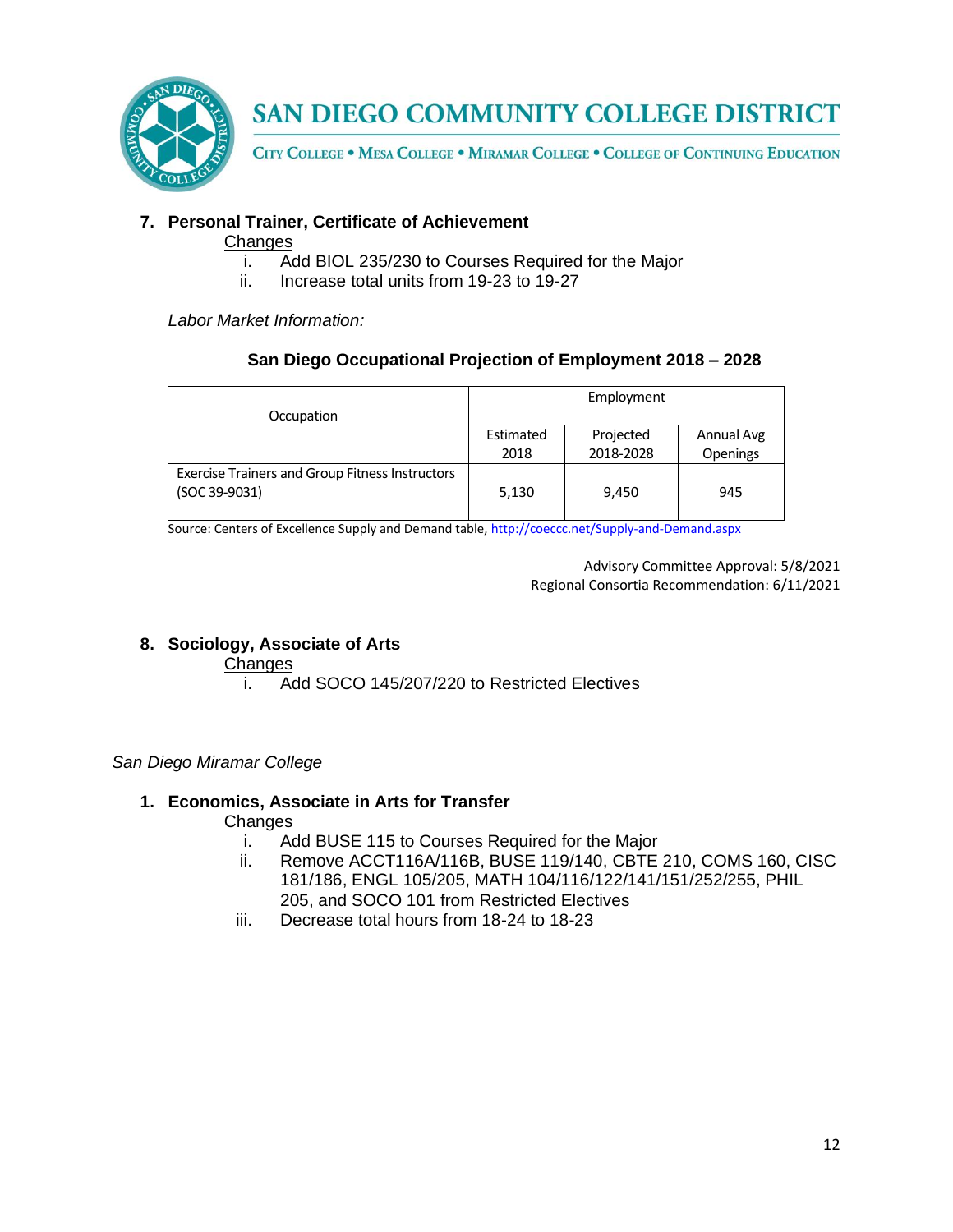7. **Personal Trainer, Certificate of Achievement**

   Changes

   i. Add BIOL 235/230 to Courses Required for the Major
   ii. Increase total units from 19-23 to 19-27

   *Labor Market Information:*

   **San Diego Occupational Projection of Employment 2018 – 2028**

| Occupation | Employment | | |
|---|---|---|---|
| | Estimated 2018 | Projected 2018-2028 | Annual Avg Openings |
| Exercise Trainers and Group Fitness Instructors (SOC 39-9031) | 5,130 | 9,450 | 945 |

Source: Centers of Excellence Supply and Demand table, http://coeccc.net/Supply-and-Demand.aspx

Advisory Committee Approval: 5/8/2021
Regional Consortia Recommendation: 6/11/2021

8. **Sociology, Associate of Arts**

   Changes

   i. Add SOCO 145/207/220 to Restricted Electives

*San Diego Miramar College*

1. **Economics, Associate in Arts for Transfer**

   Changes

   i. Add BUSE 115 to Courses Required for the Major
   ii. Remove ACCT116A/116B, BUSE 119/140, CBTE 210, COMS 160, CISC 181/186, ENGL 105/205, MATH 104/116/122/141/151/252/255, PHIL 205, and SOCO 101 from Restricted Electives
   iii. Decrease total hours from 18-24 to 18-23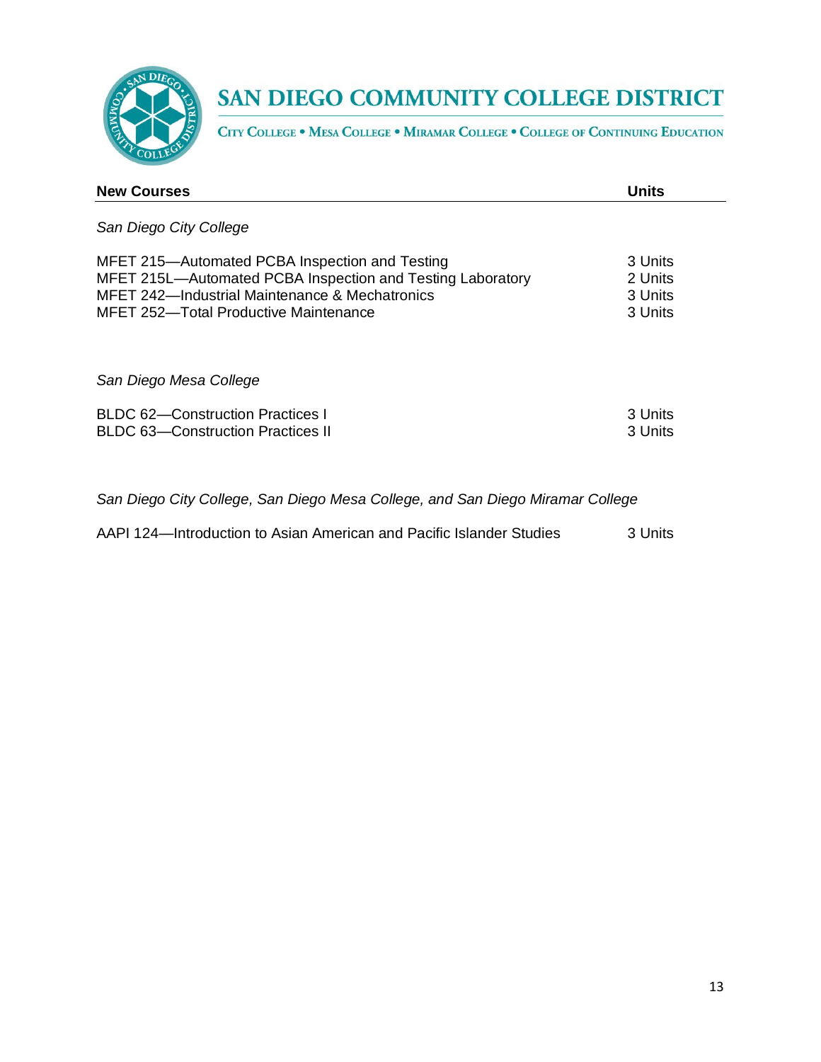# SAN DIEGO COMMUNITY COLLEGE DISTRICT

CITY COLLEGE • MESA COLLEGE • MIRAMAR COLLEGE • COLLEGE OF CONTINUING EDUCATION

| **New Courses** | **Units** |
|---|---|
| *San Diego City College* | |
| MFET 215—Automated PCBA Inspection and Testing | 3 Units |
| MFET 215L—Automated PCBA Inspection and Testing Laboratory | 2 Units |
| MFET 242—Industrial Maintenance & Mechatronics | 3 Units |
| MFET 252—Total Productive Maintenance | 3 Units |
| *San Diego Mesa College* | |
| BLDC 62—Construction Practices I | 3 Units |
| BLDC 63—Construction Practices II | 3 Units |
| *San Diego City College, San Diego Mesa College, and San Diego Miramar College* | |
| AAPI 124—Introduction to Asian American and Pacific Islander Studies | 3 Units |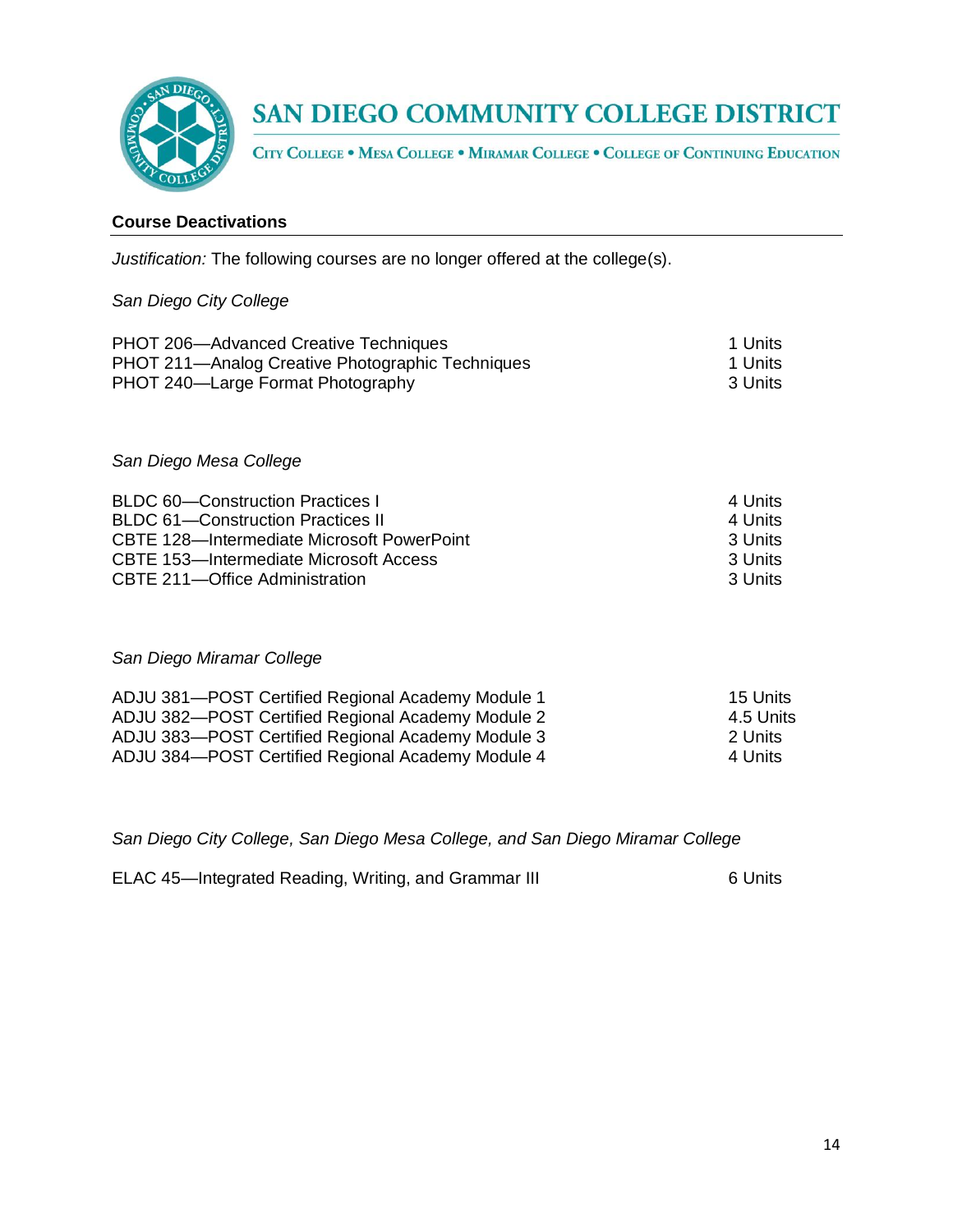## Course Deactivations

*Justification:* The following courses are no longer offered at the college(s).

*San Diego City College*

| Course | Units |
|---|---|
| PHOT 206—Advanced Creative Techniques | 1 Units |
| PHOT 211—Analog Creative Photographic Techniques | 1 Units |
| PHOT 240—Large Format Photography | 3 Units |

*San Diego Mesa College*

| Course | Units |
|---|---|
| BLDC 60—Construction Practices I | 4 Units |
| BLDC 61—Construction Practices II | 4 Units |
| CBTE 128—Intermediate Microsoft PowerPoint | 3 Units |
| CBTE 153—Intermediate Microsoft Access | 3 Units |
| CBTE 211—Office Administration | 3 Units |

*San Diego Miramar College*

| Course | Units |
|---|---|
| ADJU 381—POST Certified Regional Academy Module 1 | 15 Units |
| ADJU 382—POST Certified Regional Academy Module 2 | 4.5 Units |
| ADJU 383—POST Certified Regional Academy Module 3 | 2 Units |
| ADJU 384—POST Certified Regional Academy Module 4 | 4 Units |

*San Diego City College, San Diego Mesa College, and San Diego Miramar College*

| Course | Units |
|---|---|
| ELAC 45—Integrated Reading, Writing, and Grammar III | 6 Units |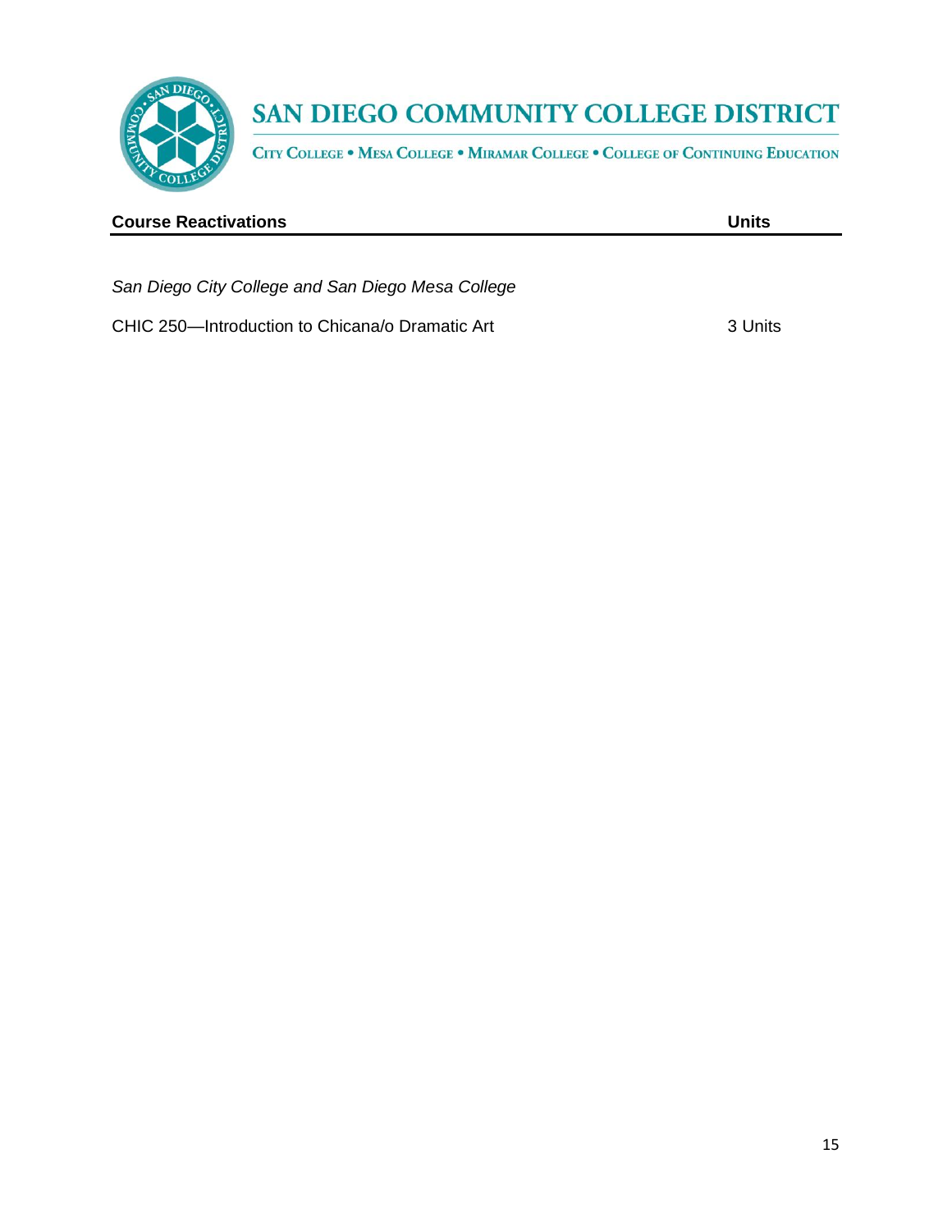# SAN DIEGO COMMUNITY COLLEGE DISTRICT

CITY COLLEGE • MESA COLLEGE • MIRAMAR COLLEGE • COLLEGE OF CONTINUING EDUCATION

| Course Reactivations | Units |
|---|---|
| *San Diego City College and San Diego Mesa College* | |
| CHIC 250—Introduction to Chicana/o Dramatic Art | 3 Units |